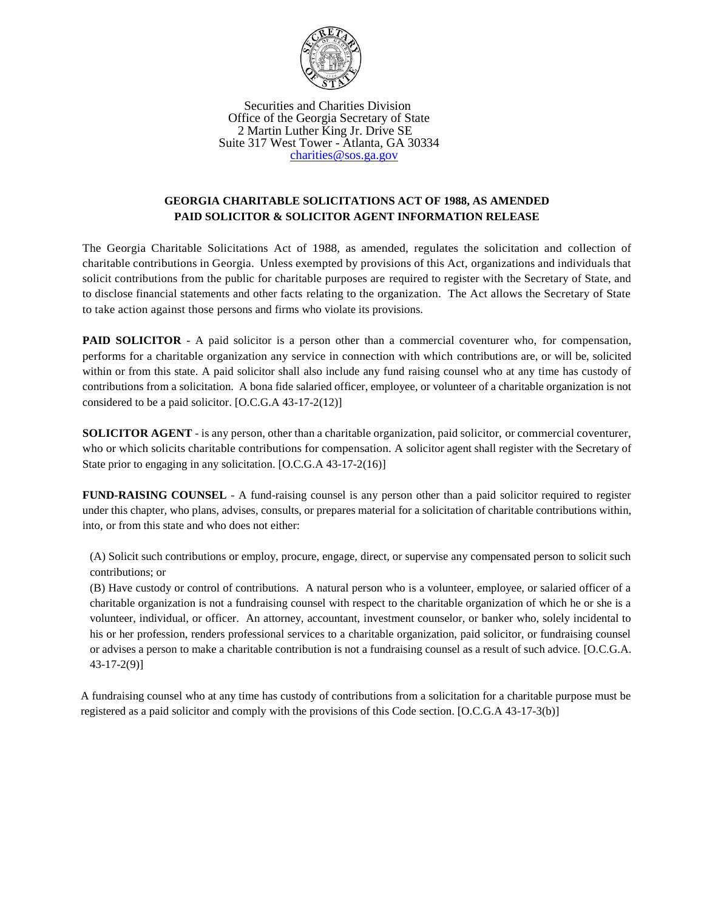Securities and Charities Division
Office of the Georgia Secretary of State
2 Martin Luther King Jr. Drive SE
Suite 317 West Tower - Atlanta, GA 30334
charities@sos.ga.gov

## GEORGIA CHARITABLE SOLICITATIONS ACT OF 1988, AS AMENDED
## PAID SOLICITOR & SOLICITOR AGENT INFORMATION RELEASE

The Georgia Charitable Solicitations Act of 1988, as amended, regulates the solicitation and collection of charitable contributions in Georgia. Unless exempted by provisions of this Act, organizations and individuals that solicit contributions from the public for charitable purposes are required to register with the Secretary of State, and to disclose financial statements and other facts relating to the organization. The Act allows the Secretary of State to take action against those persons and firms who violate its provisions.

**PAID SOLICITOR** - A paid solicitor is a person other than a commercial coventurer who, for compensation, performs for a charitable organization any service in connection with which contributions are, or will be, solicited within or from this state. A paid solicitor shall also include any fund raising counsel who at any time has custody of contributions from a solicitation. A bona fide salaried officer, employee, or volunteer of a charitable organization is not considered to be a paid solicitor. [O.C.G.A 43-17-2(12)]

**SOLICITOR AGENT** - is any person, other than a charitable organization, paid solicitor, or commercial coventurer, who or which solicits charitable contributions for compensation. A solicitor agent shall register with the Secretary of State prior to engaging in any solicitation. [O.C.G.A 43-17-2(16)]

**FUND-RAISING COUNSEL** - A fund-raising counsel is any person other than a paid solicitor required to register under this chapter, who plans, advises, consults, or prepares material for a solicitation of charitable contributions within, into, or from this state and who does not either:

(A) Solicit such contributions or employ, procure, engage, direct, or supervise any compensated person to solicit such contributions; or

(B) Have custody or control of contributions. A natural person who is a volunteer, employee, or salaried officer of a charitable organization is not a fundraising counsel with respect to the charitable organization of which he or she is a volunteer, individual, or officer. An attorney, accountant, investment counselor, or banker who, solely incidental to his or her profession, renders professional services to a charitable organization, paid solicitor, or fundraising counsel or advises a person to make a charitable contribution is not a fundraising counsel as a result of such advice. [O.C.G.A. 43-17-2(9)]

A fundraising counsel who at any time has custody of contributions from a solicitation for a charitable purpose must be registered as a paid solicitor and comply with the provisions of this Code section. [O.C.G.A 43-17-3(b)]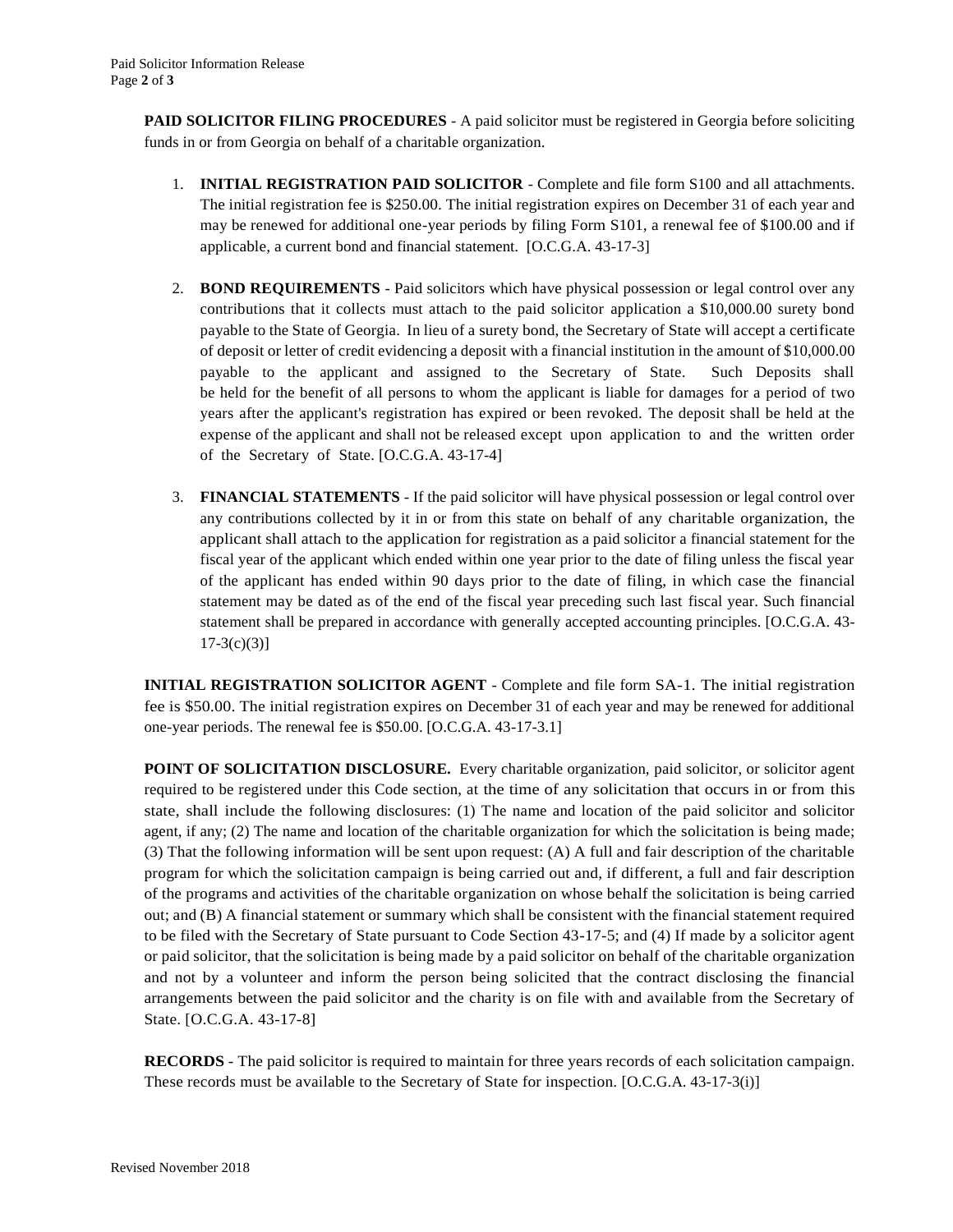**PAID SOLICITOR FILING PROCEDURES** - A paid solicitor must be registered in Georgia before soliciting funds in or from Georgia on behalf of a charitable organization.

1. **INITIAL REGISTRATION PAID SOLICITOR** - Complete and file form S100 and all attachments. The initial registration fee is $250.00. The initial registration expires on December 31 of each year and may be renewed for additional one-year periods by filing Form S101, a renewal fee of $100.00 and if applicable, a current bond and financial statement. [O.C.G.A. 43-17-3]

2. **BOND REQUIREMENTS** - Paid solicitors which have physical possession or legal control over any contributions that it collects must attach to the paid solicitor application a $10,000.00 surety bond payable to the State of Georgia. In lieu of a surety bond, the Secretary of State will accept a certificate of deposit or letter of credit evidencing a deposit with a financial institution in the amount of $10,000.00 payable to the applicant and assigned to the Secretary of State. Such Deposits shall be held for the benefit of all persons to whom the applicant is liable for damages for a period of two years after the applicant's registration has expired or been revoked. The deposit shall be held at the expense of the applicant and shall not be released except upon application to and the written order of the Secretary of State. [O.C.G.A. 43-17-4]

3. **FINANCIAL STATEMENTS** - If the paid solicitor will have physical possession or legal control over any contributions collected by it in or from this state on behalf of any charitable organization, the applicant shall attach to the application for registration as a paid solicitor a financial statement for the fiscal year of the applicant which ended within one year prior to the date of filing unless the fiscal year of the applicant has ended within 90 days prior to the date of filing, in which case the financial statement may be dated as of the end of the fiscal year preceding such last fiscal year. Such financial statement shall be prepared in accordance with generally accepted accounting principles. [O.C.G.A. 43-17-3(c)(3)]

**INITIAL REGISTRATION SOLICITOR AGENT** - Complete and file form SA-1. The initial registration fee is $50.00. The initial registration expires on December 31 of each year and may be renewed for additional one-year periods. The renewal fee is $50.00. [O.C.G.A. 43-17-3.1]

**POINT OF SOLICITATION DISCLOSURE.** Every charitable organization, paid solicitor, or solicitor agent required to be registered under this Code section, at the time of any solicitation that occurs in or from this state, shall include the following disclosures: (1) The name and location of the paid solicitor and solicitor agent, if any; (2) The name and location of the charitable organization for which the solicitation is being made; (3) That the following information will be sent upon request: (A) A full and fair description of the charitable program for which the solicitation campaign is being carried out and, if different, a full and fair description of the programs and activities of the charitable organization on whose behalf the solicitation is being carried out; and (B) A financial statement or summary which shall be consistent with the financial statement required to be filed with the Secretary of State pursuant to Code Section 43-17-5; and (4) If made by a solicitor agent or paid solicitor, that the solicitation is being made by a paid solicitor on behalf of the charitable organization and not by a volunteer and inform the person being solicited that the contract disclosing the financial arrangements between the paid solicitor and the charity is on file with and available from the Secretary of State. [O.C.G.A. 43-17-8]

**RECORDS** - The paid solicitor is required to maintain for three years records of each solicitation campaign. These records must be available to the Secretary of State for inspection. [O.C.G.A. 43-17-3(i)]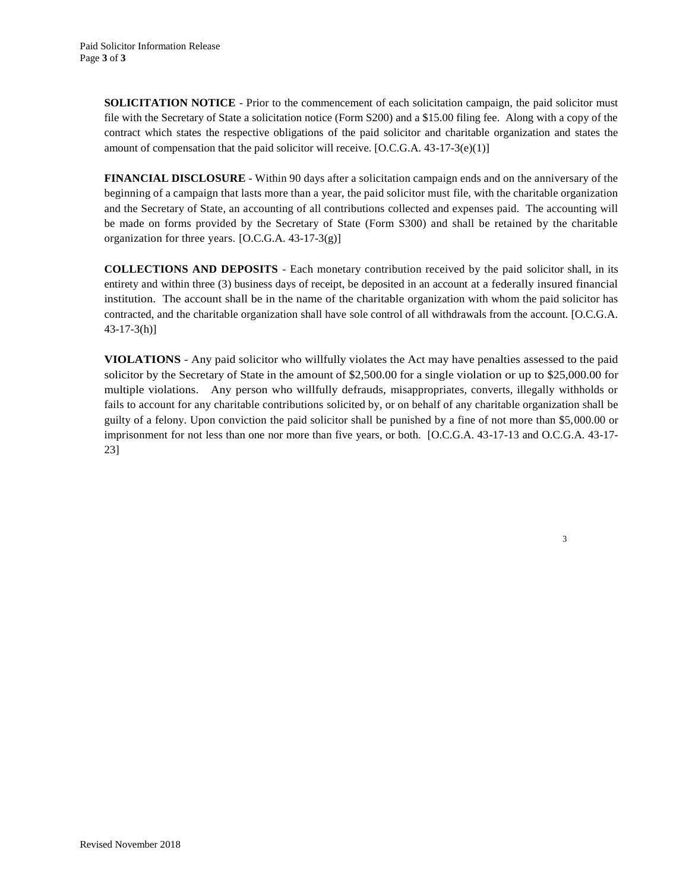**SOLICITATION NOTICE** - Prior to the commencement of each solicitation campaign, the paid solicitor must file with the Secretary of State a solicitation notice (Form S200) and a $15.00 filing fee. Along with a copy of the contract which states the respective obligations of the paid solicitor and charitable organization and states the amount of compensation that the paid solicitor will receive. [O.C.G.A. 43-17-3(e)(1)]

**FINANCIAL DISCLOSURE** - Within 90 days after a solicitation campaign ends and on the anniversary of the beginning of a campaign that lasts more than a year, the paid solicitor must file, with the charitable organization and the Secretary of State, an accounting of all contributions collected and expenses paid. The accounting will be made on forms provided by the Secretary of State (Form S300) and shall be retained by the charitable organization for three years. [O.C.G.A. 43-17-3(g)]

**COLLECTIONS AND DEPOSITS** - Each monetary contribution received by the paid solicitor shall, in its entirety and within three (3) business days of receipt, be deposited in an account at a federally insured financial institution. The account shall be in the name of the charitable organization with whom the paid solicitor has contracted, and the charitable organization shall have sole control of all withdrawals from the account. [O.C.G.A. 43-17-3(h)]

**VIOLATIONS** - Any paid solicitor who willfully violates the Act may have penalties assessed to the paid solicitor by the Secretary of State in the amount of $2,500.00 for a single violation or up to $25,000.00 for multiple violations. Any person who willfully defrauds, misappropriates, converts, illegally withholds or fails to account for any charitable contributions solicited by, or on behalf of any charitable organization shall be guilty of a felony. Upon conviction the paid solicitor shall be punished by a fine of not more than $5,000.00 or imprisonment for not less than one nor more than five years, or both. [O.C.G.A. 43-17-13 and O.C.G.A. 43-17-23]

Revised November 2018